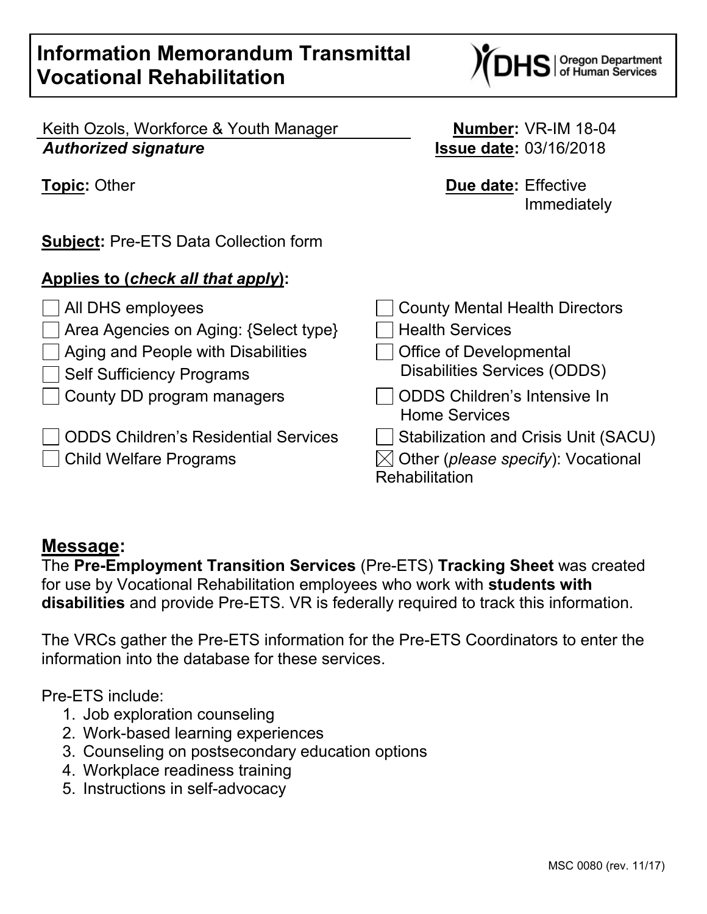# Information Memorandum Transmittal
# Vocational Rehabilitation

DHS | Oregon Department of Human Services

Keith Ozols, Workforce & Youth Manager
***Authorized signature***

**Number:** VR-IM 18-04
**Issue date:** 03/16/2018

**Topic:** Other

**Due date:** Effective Immediately

**Subject:** Pre-ETS Data Collection form

**Applies to (*check all that apply*):**

- ☐ All DHS employees
- ☐ Area Agencies on Aging: {Select type}
- ☐ Aging and People with Disabilities
- ☐ Self Sufficiency Programs
- ☐ County DD program managers
- ☐ ODDS Children's Residential Services
- ☐ Child Welfare Programs
- ☐ County Mental Health Directors
- ☐ Health Services
- ☐ Office of Developmental Disabilities Services (ODDS)
- ☐ ODDS Children's Intensive In Home Services
- ☐ Stabilization and Crisis Unit (SACU)
- ☒ Other (*please specify*): Vocational Rehabilitation

## Message:

The **Pre-Employment Transition Services** (Pre-ETS) **Tracking Sheet** was created for use by Vocational Rehabilitation employees who work with **students with disabilities** and provide Pre-ETS. VR is federally required to track this information.

The VRCs gather the Pre-ETS information for the Pre-ETS Coordinators to enter the information into the database for these services.

Pre-ETS include:

1. Job exploration counseling
2. Work-based learning experiences
3. Counseling on postsecondary education options
4. Workplace readiness training
5. Instructions in self-advocacy

MSC 0080 (rev. 11/17)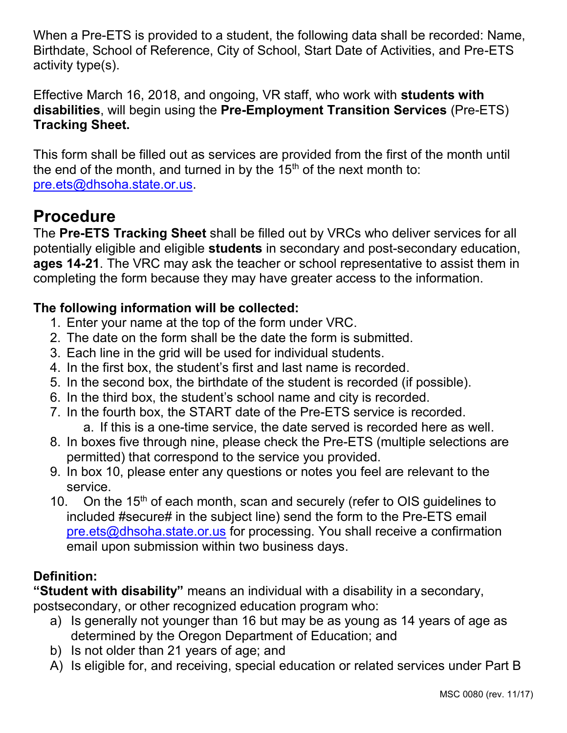When a Pre-ETS is provided to a student, the following data shall be recorded: Name, Birthdate, School of Reference, City of School, Start Date of Activities, and Pre-ETS activity type(s).

Effective March 16, 2018, and ongoing, VR staff, who work with **students with disabilities**, will begin using the **Pre-Employment Transition Services** (Pre-ETS) **Tracking Sheet.**

This form shall be filled out as services are provided from the first of the month until the end of the month, and turned in by the 15th of the next month to: pre.ets@dhsoha.state.or.us.

## Procedure

The **Pre-ETS Tracking Sheet** shall be filled out by VRCs who deliver services for all potentially eligible and eligible **students** in secondary and post-secondary education, **ages 14-21**. The VRC may ask the teacher or school representative to assist them in completing the form because they may have greater access to the information.

**The following information will be collected:**

1. Enter your name at the top of the form under VRC.
2. The date on the form shall be the date the form is submitted.
3. Each line in the grid will be used for individual students.
4. In the first box, the student's first and last name is recorded.
5. In the second box, the birthdate of the student is recorded (if possible).
6. In the third box, the student's school name and city is recorded.
7. In the fourth box, the START date of the Pre-ETS service is recorded.
    a. If this is a one-time service, the date served is recorded here as well.
8. In boxes five through nine, please check the Pre-ETS (multiple selections are permitted) that correspond to the service you provided.
9. In box 10, please enter any questions or notes you feel are relevant to the service.
10. On the 15th of each month, scan and securely (refer to OIS guidelines to included #secure# in the subject line) send the form to the Pre-ETS email pre.ets@dhsoha.state.or.us for processing. You shall receive a confirmation email upon submission within two business days.

**Definition:**

**"Student with disability"** means an individual with a disability in a secondary, postsecondary, or other recognized education program who:

a) Is generally not younger than 16 but may be as young as 14 years of age as determined by the Oregon Department of Education; and
b) Is not older than 21 years of age; and

A) Is eligible for, and receiving, special education or related services under Part B

MSC 0080 (rev. 11/17)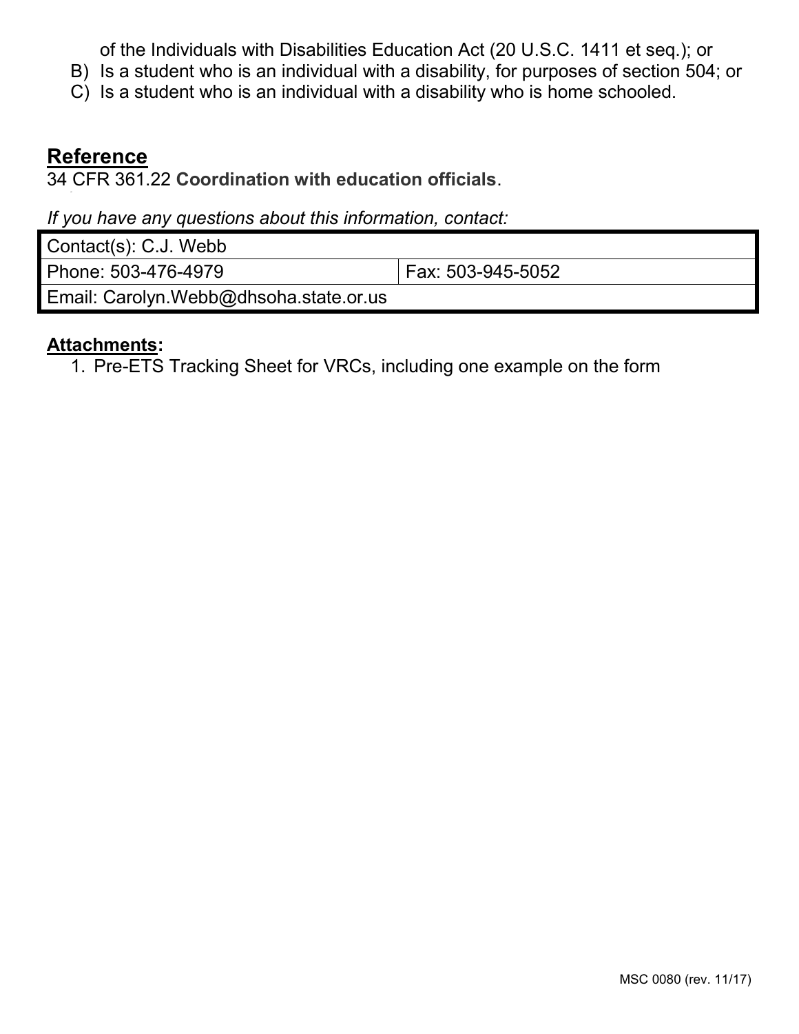of the Individuals with Disabilities Education Act (20 U.S.C. 1411 et seq.); or

B) Is a student who is an individual with a disability, for purposes of section 504; or
C) Is a student who is an individual with a disability who is home schooled.

## Reference

34 CFR 361.22 **Coordination with education officials**.

*If you have any questions about this information, contact:*

| | |
|---|---|
| Contact(s): C.J. Webb | |
| Phone: 503-476-4979 | Fax: 503-945-5052 |
| Email: Carolyn.Webb@dhsoha.state.or.us | |

## Attachments:

1. Pre-ETS Tracking Sheet for VRCs, including one example on the form

MSC 0080 (rev. 11/17)